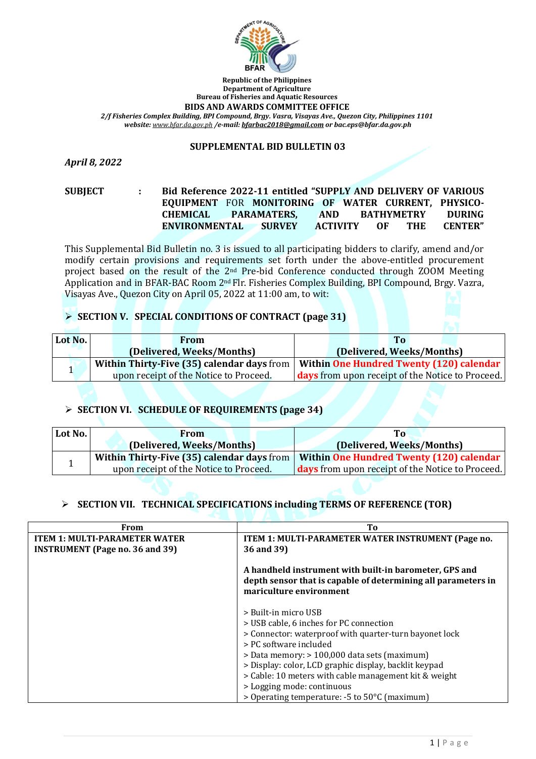Republic of the Philippines
Department of Agriculture
Bureau of Fisheries and Aquatic Resources
**BIDS AND AWARDS COMMITTEE OFFICE**
*2/f Fisheries Complex Building, BPI Compound, Brgy. Vasra, Visayas Ave., Quezon City, Philippines 1101*
*website: www.bfar.da.gov.ph /e-mail: bfarbac2018@gmail.com or bac.eps@bfar.da.gov.ph*

## SUPPLEMENTAL BID BULLETIN 03

*April 8, 2022*

**SUBJECT : Bid Reference 2022-11 entitled "SUPPLY AND DELIVERY OF VARIOUS EQUIPMENT FOR MONITORING OF WATER CURRENT, PHYSICO-CHEMICAL PARAMATERS, AND BATHYMETRY DURING ENVIRONMENTAL SURVEY ACTIVITY OF THE CENTER"**

This Supplemental Bid Bulletin no. 3 is issued to all participating bidders to clarify, amend and/or modify certain provisions and requirements set forth under the above-entitled procurement project based on the result of the 2nd Pre-bid Conference conducted through ZOOM Meeting Application and in BFAR-BAC Room 2nd Flr. Fisheries Complex Building, BPI Compound, Brgy. Vazra, Visayas Ave., Quezon City on April 05, 2022 at 11:00 am, to wit:

- **SECTION V. SPECIAL CONDITIONS OF CONTRACT (page 31)**

| Lot No. | From (Delivered, Weeks/Months) | To (Delivered, Weeks/Months) |
|---|---|---|
| 1 | **Within Thirty-Five (35) calendar days** from upon receipt of the Notice to Proceed. | **Within One Hundred Twenty (120) calendar days** from upon receipt of the Notice to Proceed. |

- **SECTION VI. SCHEDULE OF REQUIREMENTS (page 34)**

| Lot No. | From (Delivered, Weeks/Months) | To (Delivered, Weeks/Months) |
|---|---|---|
| 1 | **Within Thirty-Five (35) calendar days** from upon receipt of the Notice to Proceed. | **Within One Hundred Twenty (120) calendar days** from upon receipt of the Notice to Proceed. |

- **SECTION VII. TECHNICAL SPECIFICATIONS including TERMS OF REFERENCE (TOR)**

| From | To |
|---|---|
| **ITEM 1: MULTI-PARAMETER WATER INSTRUMENT (Page no. 36 and 39)** | **ITEM 1: MULTI-PARAMETER WATER INSTRUMENT (Page no. 36 and 39)**<br><br>**A handheld instrument with built-in barometer, GPS and depth sensor that is capable of determining all parameters in mariculture environment**<br><br>> Built-in micro USB<br>> USB cable, 6 inches for PC connection<br>> Connector: waterproof with quarter-turn bayonet lock<br>> PC software included<br>> Data memory: > 100,000 data sets (maximum)<br>> Display: color, LCD graphic display, backlit keypad<br>> Cable: 10 meters with cable management kit & weight<br>> Logging mode: continuous<br>> Operating temperature: -5 to 50°C (maximum) |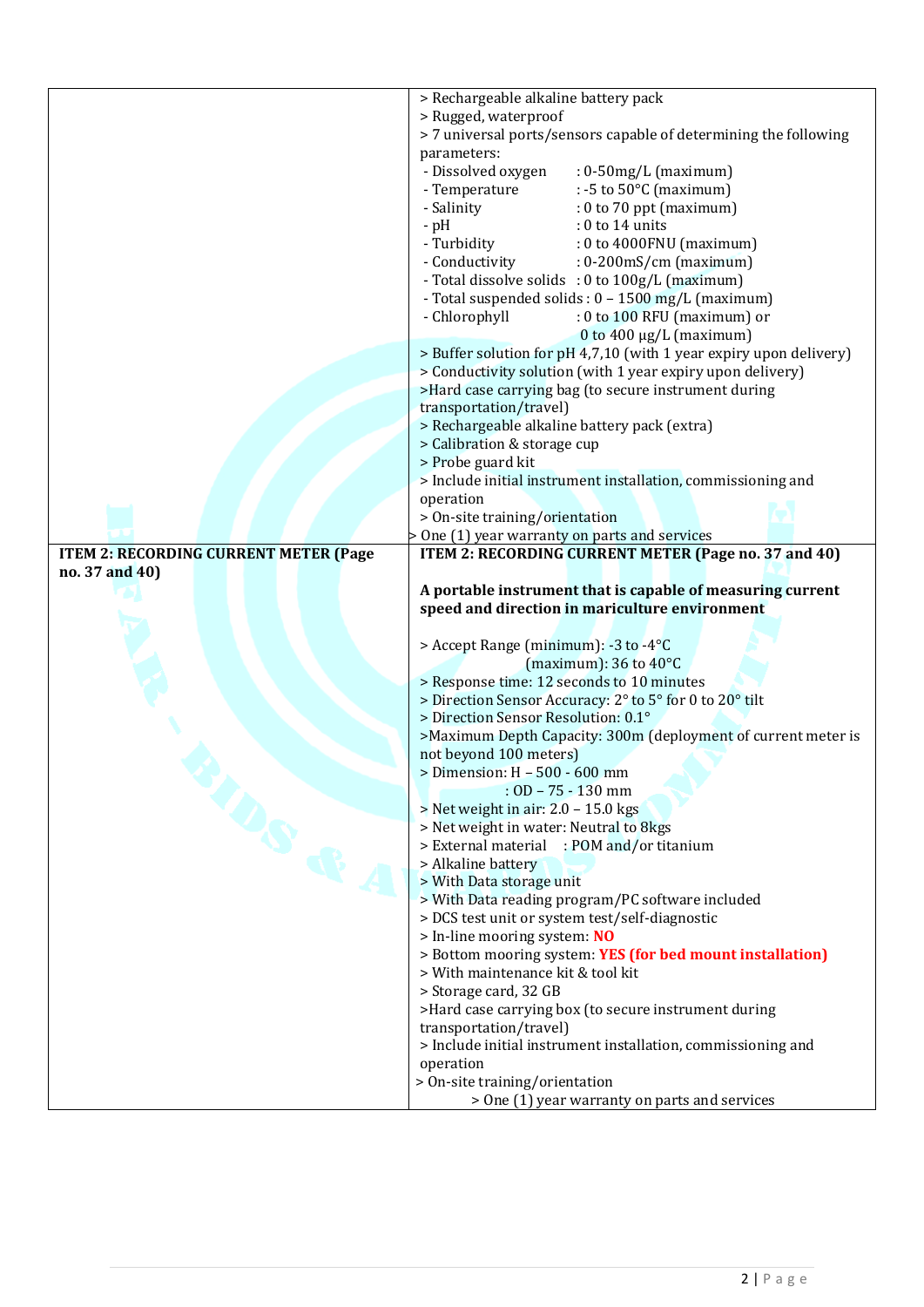| | |
|---|---|
| | > Rechargeable alkaline battery pack<br>> Rugged, waterproof<br>> 7 universal ports/sensors capable of determining the following parameters:<br>- Dissolved oxygen : 0-50mg/L (maximum)<br>- Temperature : -5 to 50°C (maximum)<br>- Salinity : 0 to 70 ppt (maximum)<br>- pH : 0 to 14 units<br>- Turbidity : 0 to 4000FNU (maximum)<br>- Conductivity : 0-200mS/cm (maximum)<br>- Total dissolve solids : 0 to 100g/L (maximum)<br>- Total suspended solids : 0 – 1500 mg/L (maximum)<br>- Chlorophyll : 0 to 100 RFU (maximum) or 0 to 400 µg/L (maximum)<br>> Buffer solution for pH 4,7,10 (with 1 year expiry upon delivery)<br>> Conductivity solution (with 1 year expiry upon delivery)<br>>Hard case carrying bag (to secure instrument during transportation/travel)<br>> Rechargeable alkaline battery pack (extra)<br>> Calibration & storage cup<br>> Probe guard kit<br>> Include initial instrument installation, commissioning and operation<br>> On-site training/orientation<br>> One (1) year warranty on parts and services |
| **ITEM 2: RECORDING CURRENT METER (Page no. 37 and 40)** | **ITEM 2: RECORDING CURRENT METER (Page no. 37 and 40)**<br><br>**A portable instrument that is capable of measuring current speed and direction in mariculture environment**<br><br>> Accept Range (minimum): -3 to -4°C<br>(maximum): 36 to 40°C<br>> Response time: 12 seconds to 10 minutes<br>> Direction Sensor Accuracy: 2° to 5° for 0 to 20° tilt<br>> Direction Sensor Resolution: 0.1°<br>>Maximum Depth Capacity: 300m (deployment of current meter is not beyond 100 meters)<br>> Dimension: H – 500 - 600 mm<br>: OD – 75 - 130 mm<br>> Net weight in air: 2.0 – 15.0 kgs<br>> Net weight in water: Neutral to 8kgs<br>> External material : POM and/or titanium<br>> Alkaline battery<br>> With Data storage unit<br>> With Data reading program/PC software included<br>> DCS test unit or system test/self-diagnostic<br>> In-line mooring system: **NO**<br>> Bottom mooring system: **YES (for bed mount installation)**<br>> With maintenance kit & tool kit<br>> Storage card, 32 GB<br>>Hard case carrying box (to secure instrument during transportation/travel)<br>> Include initial instrument installation, commissioning and operation<br>> On-site training/orientation<br>> One (1) year warranty on parts and services |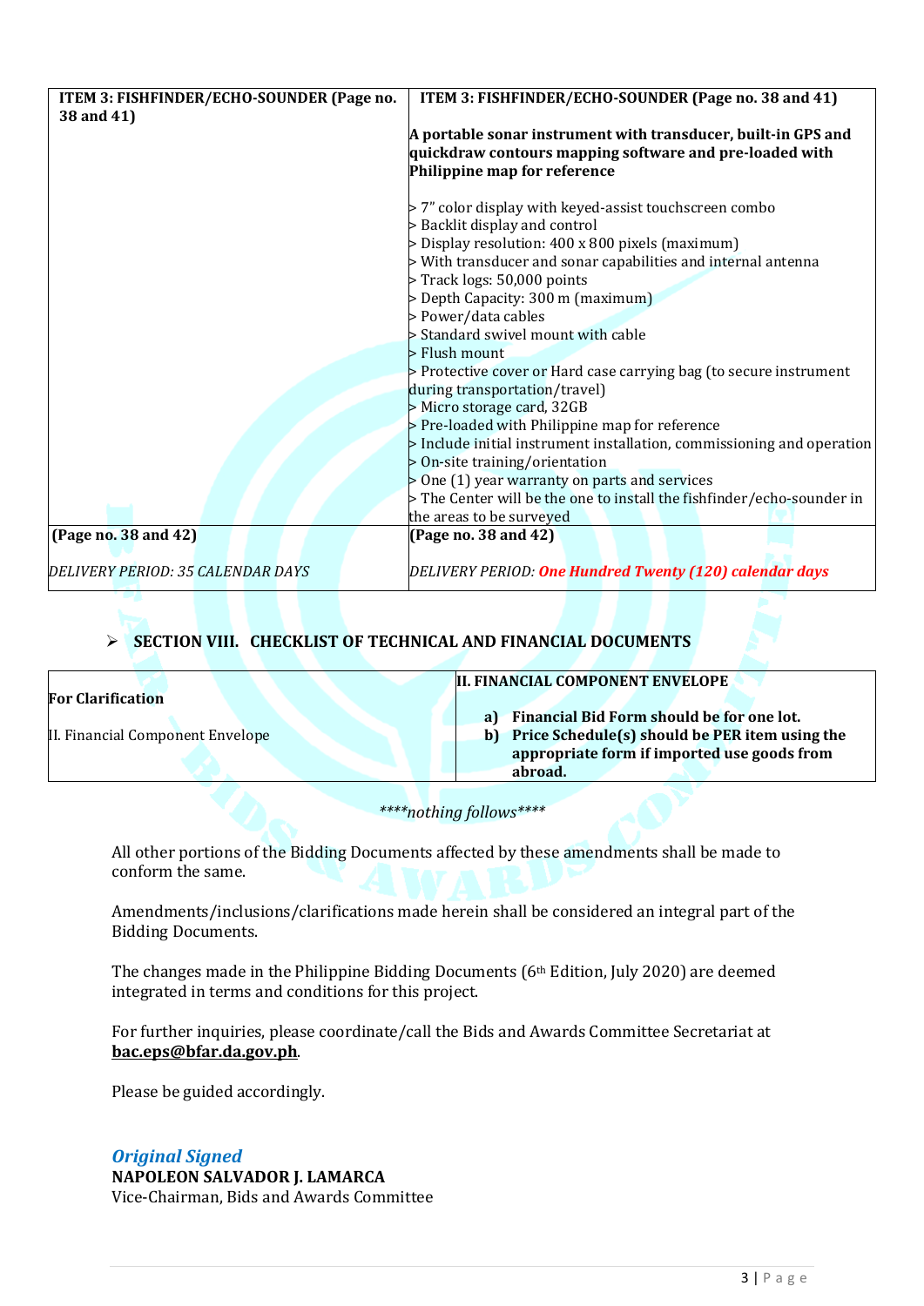| ITEM 3: FISHFINDER/ECHO-SOUNDER (Page no. 38 and 41) | ITEM 3: FISHFINDER/ECHO-SOUNDER (Page no. 38 and 41) |
| --- | --- |
| | **A portable sonar instrument with transducer, built-in GPS and quickdraw contours mapping software and pre-loaded with Philippine map for reference**<br><br>> 7" color display with keyed-assist touchscreen combo<br>> Backlit display and control<br>> Display resolution: 400 x 800 pixels (maximum)<br>> With transducer and sonar capabilities and internal antenna<br>> Track logs: 50,000 points<br>> Depth Capacity: 300 m (maximum)<br>> Power/data cables<br>> Standard swivel mount with cable<br>> Flush mount<br>> Protective cover or Hard case carrying bag (to secure instrument during transportation/travel)<br>> Micro storage card, 32GB<br>> Pre-loaded with Philippine map for reference<br>> Include initial instrument installation, commissioning and operation<br>> On-site training/orientation<br>> One (1) year warranty on parts and services<br>> The Center will be the one to install the fishfinder/echo-sounder in the areas to be surveyed |
| **(Page no. 38 and 42)**<br><br>*DELIVERY PERIOD: 35 CALENDAR DAYS* | **(Page no. 38 and 42)**<br><br>*DELIVERY PERIOD:* ***One Hundred Twenty (120) calendar days*** |

- **SECTION VIII. CHECKLIST OF TECHNICAL AND FINANCIAL DOCUMENTS**

| | |
| --- | --- |
| **For Clarification**<br><br>II. Financial Component Envelope | **II. FINANCIAL COMPONENT ENVELOPE**<br><br>**a) Financial Bid Form should be for one lot.**<br>**b) Price Schedule(s) should be PER item using the appropriate form if imported use goods from abroad.** |

*\*\*\*\*nothing follows\*\*\*\**

All other portions of the Bidding Documents affected by these amendments shall be made to conform the same.

Amendments/inclusions/clarifications made herein shall be considered an integral part of the Bidding Documents.

The changes made in the Philippine Bidding Documents (6th Edition, July 2020) are deemed integrated in terms and conditions for this project.

For further inquiries, please coordinate/call the Bids and Awards Committee Secretariat at **bac.eps@bfar.da.gov.ph**.

Please be guided accordingly.

***Original Signed***
**NAPOLEON SALVADOR J. LAMARCA**
Vice-Chairman, Bids and Awards Committee